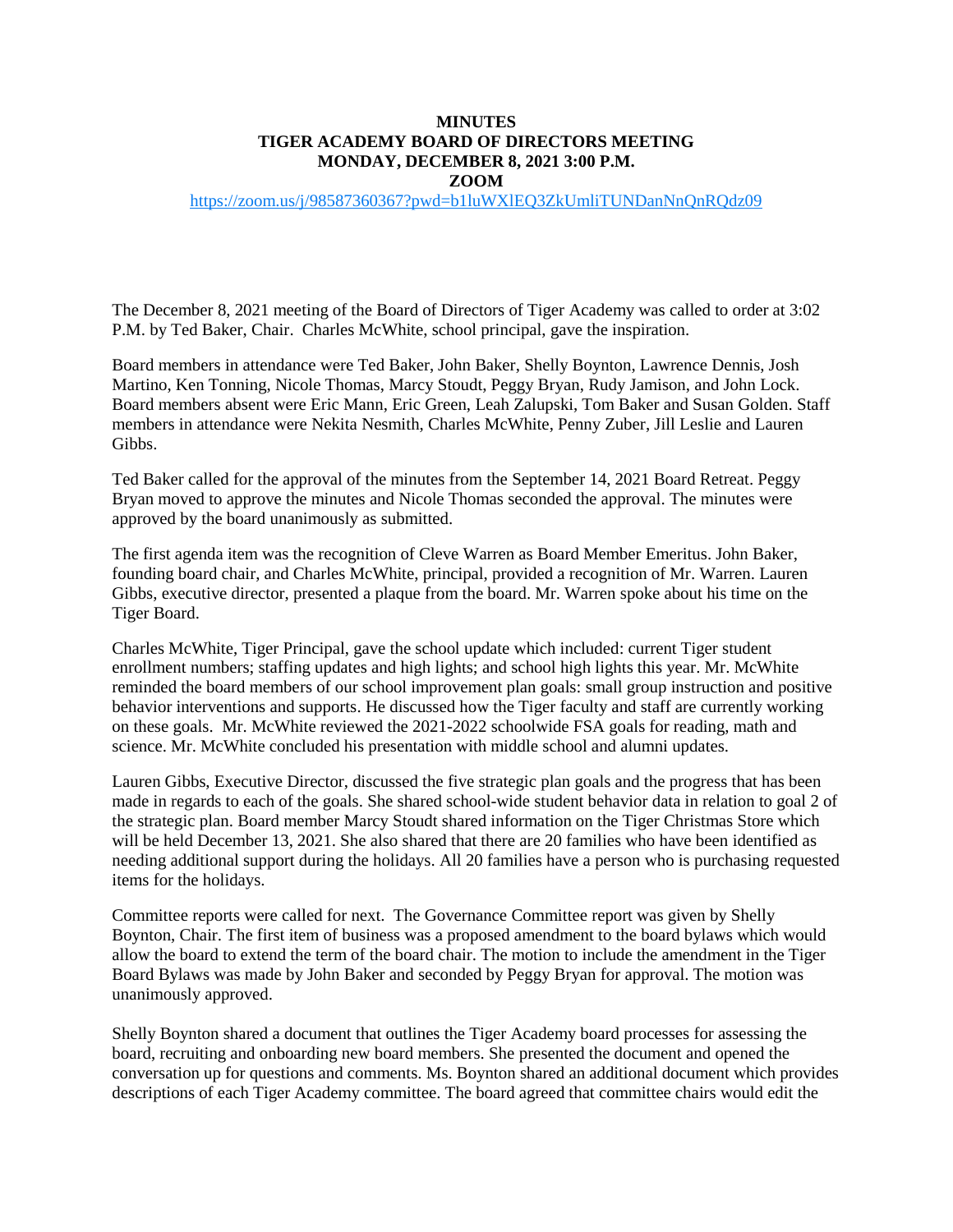**MINUTES**
**TIGER ACADEMY BOARD OF DIRECTORS MEETING**
**MONDAY, DECEMBER 8, 2021 3:00 P.M.**
**ZOOM**

https://zoom.us/j/98587360367?pwd=b1luWXlEQ3ZkUmliTUNDanNnQnRQdz09

The December 8, 2021 meeting of the Board of Directors of Tiger Academy was called to order at 3:02 P.M. by Ted Baker, Chair. Charles McWhite, school principal, gave the inspiration.

Board members in attendance were Ted Baker, John Baker, Shelly Boynton, Lawrence Dennis, Josh Martino, Ken Tonning, Nicole Thomas, Marcy Stoudt, Peggy Bryan, Rudy Jamison, and John Lock. Board members absent were Eric Mann, Eric Green, Leah Zalupski, Tom Baker and Susan Golden. Staff members in attendance were Nekita Nesmith, Charles McWhite, Penny Zuber, Jill Leslie and Lauren Gibbs.

Ted Baker called for the approval of the minutes from the September 14, 2021 Board Retreat. Peggy Bryan moved to approve the minutes and Nicole Thomas seconded the approval. The minutes were approved by the board unanimously as submitted.

The first agenda item was the recognition of Cleve Warren as Board Member Emeritus. John Baker, founding board chair, and Charles McWhite, principal, provided a recognition of Mr. Warren. Lauren Gibbs, executive director, presented a plaque from the board. Mr. Warren spoke about his time on the Tiger Board.

Charles McWhite, Tiger Principal, gave the school update which included: current Tiger student enrollment numbers; staffing updates and high lights; and school high lights this year. Mr. McWhite reminded the board members of our school improvement plan goals: small group instruction and positive behavior interventions and supports. He discussed how the Tiger faculty and staff are currently working on these goals. Mr. McWhite reviewed the 2021-2022 schoolwide FSA goals for reading, math and science. Mr. McWhite concluded his presentation with middle school and alumni updates.

Lauren Gibbs, Executive Director, discussed the five strategic plan goals and the progress that has been made in regards to each of the goals. She shared school-wide student behavior data in relation to goal 2 of the strategic plan. Board member Marcy Stoudt shared information on the Tiger Christmas Store which will be held December 13, 2021. She also shared that there are 20 families who have been identified as needing additional support during the holidays. All 20 families have a person who is purchasing requested items for the holidays.

Committee reports were called for next. The Governance Committee report was given by Shelly Boynton, Chair. The first item of business was a proposed amendment to the board bylaws which would allow the board to extend the term of the board chair. The motion to include the amendment in the Tiger Board Bylaws was made by John Baker and seconded by Peggy Bryan for approval. The motion was unanimously approved.

Shelly Boynton shared a document that outlines the Tiger Academy board processes for assessing the board, recruiting and onboarding new board members. She presented the document and opened the conversation up for questions and comments. Ms. Boynton shared an additional document which provides descriptions of each Tiger Academy committee. The board agreed that committee chairs would edit the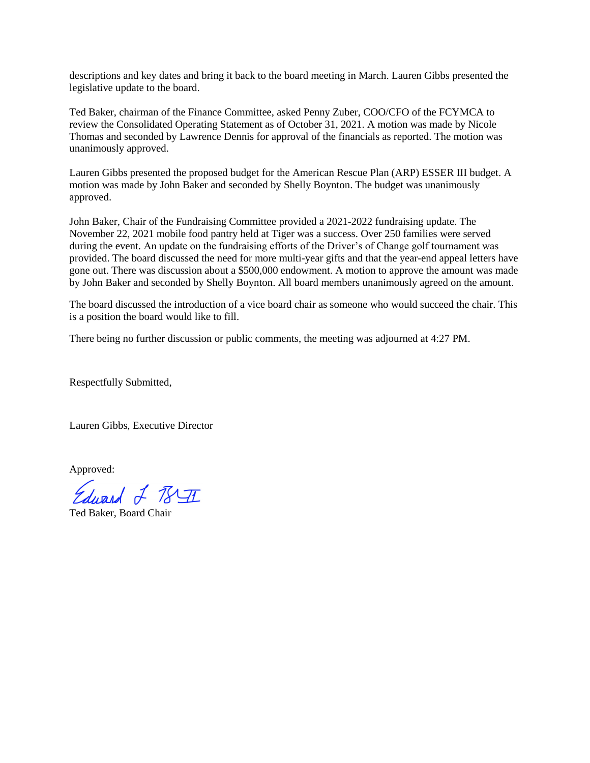descriptions and key dates and bring it back to the board meeting in March. Lauren Gibbs presented the legislative update to the board.

Ted Baker, chairman of the Finance Committee, asked Penny Zuber, COO/CFO of the FCYMCA to review the Consolidated Operating Statement as of October 31, 2021. A motion was made by Nicole Thomas and seconded by Lawrence Dennis for approval of the financials as reported. The motion was unanimously approved.

Lauren Gibbs presented the proposed budget for the American Rescue Plan (ARP) ESSER III budget. A motion was made by John Baker and seconded by Shelly Boynton. The budget was unanimously approved.

John Baker, Chair of the Fundraising Committee provided a 2021-2022 fundraising update. The November 22, 2021 mobile food pantry held at Tiger was a success. Over 250 families were served during the event. An update on the fundraising efforts of the Driver's of Change golf tournament was provided. The board discussed the need for more multi-year gifts and that the year-end appeal letters have gone out. There was discussion about a $500,000 endowment. A motion to approve the amount was made by John Baker and seconded by Shelly Boynton. All board members unanimously agreed on the amount.

The board discussed the introduction of a vice board chair as someone who would succeed the chair. This is a position the board would like to fill.

There being no further discussion or public comments, the meeting was adjourned at 4:27 PM.

Respectfully Submitted,

Lauren Gibbs, Executive Director

Approved:

Edward L TBII

Ted Baker, Board Chair